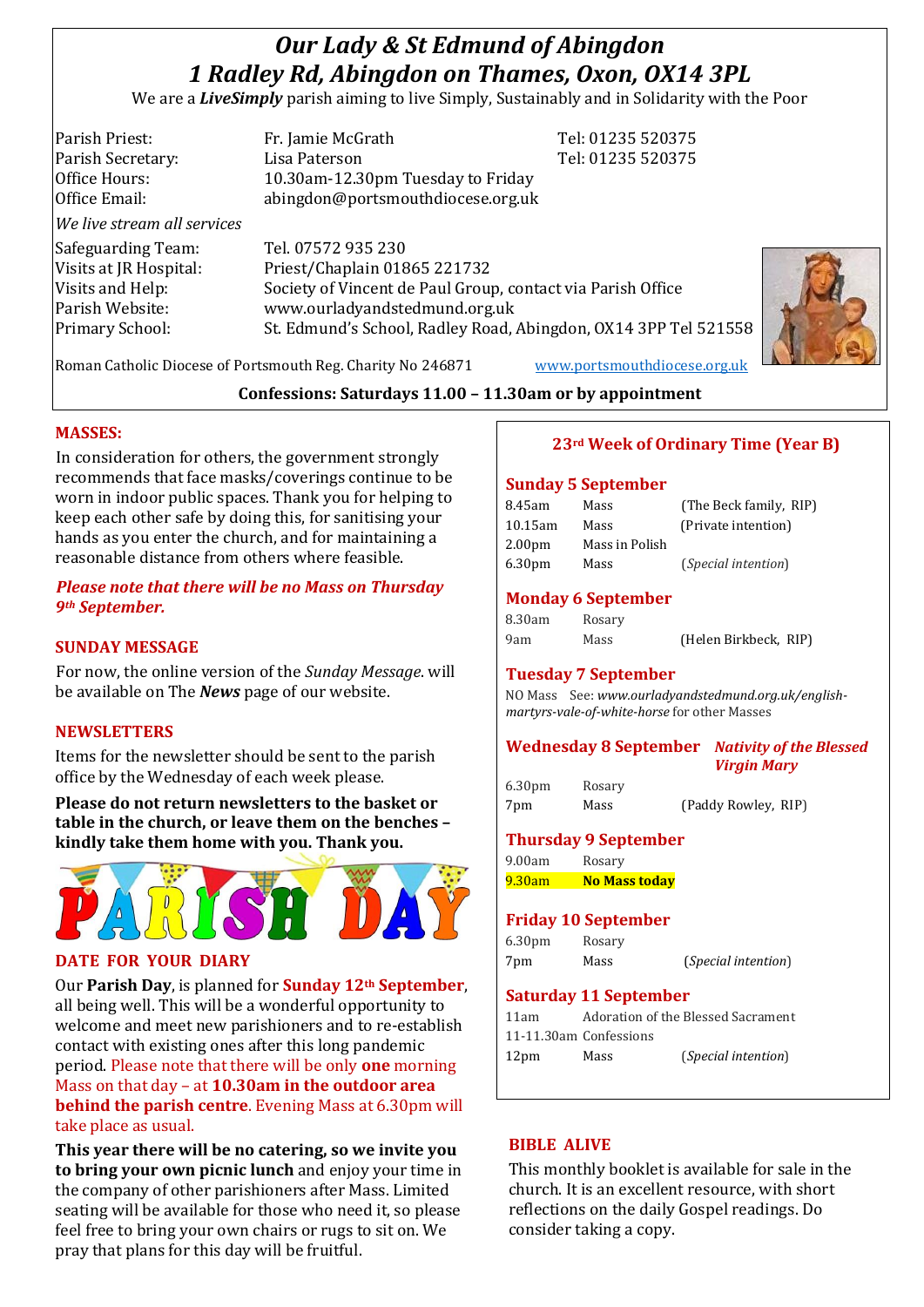# *Our Lady & St Edmund of Abingdon*
# *1 Radley Rd, Abingdon on Thames, Oxon, OX14 3PL*

We are a ***LiveSimply*** parish aiming to live Simply, Sustainably and in Solidarity with the Poor

| | | |
|---|---|---|
| Parish Priest: | Fr. Jamie McGrath | Tel: 01235 520375 |
| Parish Secretary: | Lisa Paterson | Tel: 01235 520375 |
| Office Hours: | 10.30am-12.30pm Tuesday to Friday | |
| Office Email: | abingdon@portsmouthdiocese.org.uk | |

*We live stream all services*

| | |
|---|---|
| Safeguarding Team: | Tel. 07572 935 230 |
| Visits at JR Hospital: | Priest/Chaplain 01865 221732 |
| Visits and Help: | Society of Vincent de Paul Group, contact via Parish Office |
| Parish Website: | www.ourladyandstedmund.org.uk |
| Primary School: | St. Edmund's School, Radley Road, Abingdon, OX14 3PP Tel 521558 |

Roman Catholic Diocese of Portsmouth Reg. Charity No 246871 www.portsmouthdiocese.org.uk

**Confessions: Saturdays 11.00 – 11.30am or by appointment**

## MASSES:

In consideration for others, the government strongly recommends that face masks/coverings continue to be worn in indoor public spaces. Thank you for helping to keep each other safe by doing this, for sanitising your hands as you enter the church, and for maintaining a reasonable distance from others where feasible.

***Please note that there will be no Mass on Thursday 9th September.***

## SUNDAY MESSAGE

For now, the online version of the *Sunday Message*. will be available on The ***News*** page of our website.

## NEWSLETTERS

Items for the newsletter should be sent to the parish office by the Wednesday of each week please.

**Please do not return newsletters to the basket or table in the church, or leave them on the benches – kindly take them home with you. Thank you.**

# PARISH DAY

## DATE FOR YOUR DIARY

Our **Parish Day**, is planned for **Sunday 12th September**, all being well. This will be a wonderful opportunity to welcome and meet new parishioners and to re-establish contact with existing ones after this long pandemic period. Please note that there will be only **one** morning Mass on that day – at **10.30am in the outdoor area behind the parish centre**. Evening Mass at 6.30pm will take place as usual.

**This year there will be no catering, so we invite you to bring your own picnic lunch** and enjoy your time in the company of other parishioners after Mass. Limited seating will be available for those who need it, so please feel free to bring your own chairs or rugs to sit on. We pray that plans for this day will be fruitful.

## 23rd Week of Ordinary Time (Year B)

### Sunday 5 September

| | | |
|---|---|---|
| 8.45am | Mass | (The Beck family, RIP) |
| 10.15am | Mass | (Private intention) |
| 2.00pm | Mass in Polish | |
| 6.30pm | Mass | (*Special intention*) |

### Monday 6 September

| | | |
|---|---|---|
| 8.30am | Rosary | |
| 9am | Mass | (Helen Birkbeck, RIP) |

### Tuesday 7 September

NO Mass See: *www.ourladyandstedmund.org.uk/english-martyrs-vale-of-white-horse* for other Masses

### Wednesday 8 September *Nativity of the Blessed Virgin Mary*

| | | |
|---|---|---|
| 6.30pm | Rosary | |
| 7pm | Mass | (Paddy Rowley, RIP) |

### Thursday 9 September

| | |
|---|---|
| 9.00am | Rosary |
| 9.30am | **No Mass today** |

### Friday 10 September

| | | |
|---|---|---|
| 6.30pm | Rosary | |
| 7pm | Mass | (*Special intention*) |

### Saturday 11 September

| | | |
|---|---|---|
| 11am | Adoration of the Blessed Sacrament | |
| 11-11.30am | Confessions | |
| 12pm | Mass | (*Special intention*) |

## BIBLE ALIVE

This monthly booklet is available for sale in the church. It is an excellent resource, with short reflections on the daily Gospel readings. Do consider taking a copy.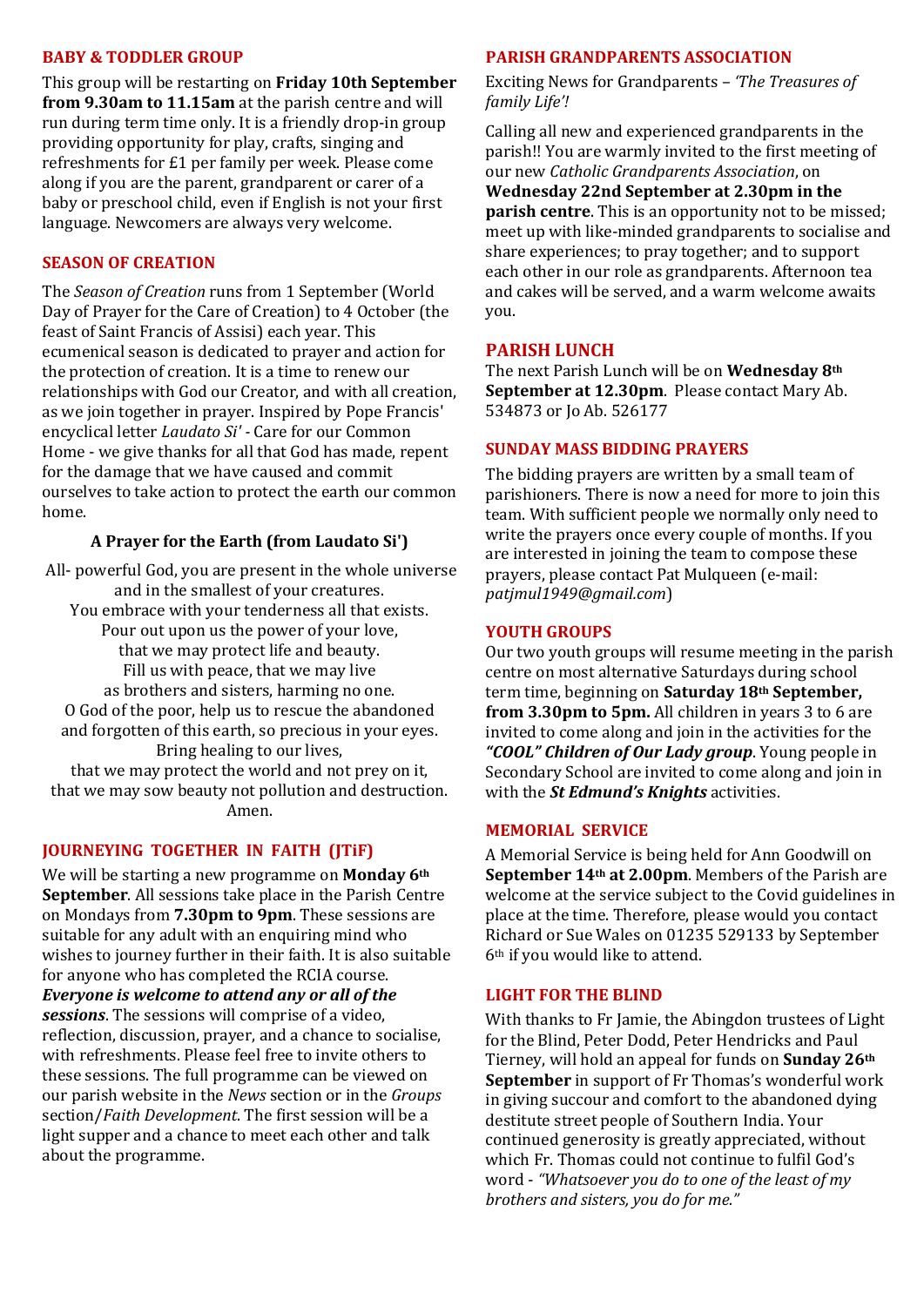## BABY & TODDLER GROUP

This group will be restarting on **Friday 10th September from 9.30am to 11.15am** at the parish centre and will run during term time only. It is a friendly drop-in group providing opportunity for play, crafts, singing and refreshments for £1 per family per week. Please come along if you are the parent, grandparent or carer of a baby or preschool child, even if English is not your first language. Newcomers are always very welcome.

## SEASON OF CREATION

The *Season of Creation* runs from 1 September (World Day of Prayer for the Care of Creation) to 4 October (the feast of Saint Francis of Assisi) each year. This ecumenical season is dedicated to prayer and action for the protection of creation. It is a time to renew our relationships with God our Creator, and with all creation, as we join together in prayer. Inspired by Pope Francis' encyclical letter *Laudato Si'* - Care for our Common Home - we give thanks for all that God has made, repent for the damage that we have caused and commit ourselves to take action to protect the earth our common home.

### A Prayer for the Earth (from Laudato Si')

All- powerful God, you are present in the whole universe
and in the smallest of your creatures.
You embrace with your tenderness all that exists.
Pour out upon us the power of your love,
that we may protect life and beauty.
Fill us with peace, that we may live
as brothers and sisters, harming no one.
O God of the poor, help us to rescue the abandoned
and forgotten of this earth, so precious in your eyes.
Bring healing to our lives,
that we may protect the world and not prey on it,
that we may sow beauty not pollution and destruction.
Amen.

## JOURNEYING TOGETHER IN FAITH (JTiF)

We will be starting a new programme on **Monday 6th September**. All sessions take place in the Parish Centre on Mondays from **7.30pm to 9pm**. These sessions are suitable for any adult with an enquiring mind who wishes to journey further in their faith. It is also suitable for anyone who has completed the RCIA course. ***Everyone is welcome to attend any or all of the sessions***. The sessions will comprise of a video, reflection, discussion, prayer, and a chance to socialise, with refreshments. Please feel free to invite others to these sessions. The full programme can be viewed on our parish website in the *News* section or in the *Groups* section/*Faith Development*. The first session will be a light supper and a chance to meet each other and talk about the programme.

## PARISH GRANDPARENTS ASSOCIATION

Exciting News for Grandparents – *'The Treasures of family Life'!*

Calling all new and experienced grandparents in the parish!! You are warmly invited to the first meeting of our new *Catholic Grandparents Association*, on **Wednesday 22nd September at 2.30pm in the parish centre**. This is an opportunity not to be missed; meet up with like-minded grandparents to socialise and share experiences; to pray together; and to support each other in our role as grandparents. Afternoon tea and cakes will be served, and a warm welcome awaits you.

## PARISH LUNCH

The next Parish Lunch will be on **Wednesday 8th September at 12.30pm**. Please contact Mary Ab. 534873 or Jo Ab. 526177

## SUNDAY MASS BIDDING PRAYERS

The bidding prayers are written by a small team of parishioners. There is now a need for more to join this team. With sufficient people we normally only need to write the prayers once every couple of months. If you are interested in joining the team to compose these prayers, please contact Pat Mulqueen (e-mail: *patjmul1949@gmail.com*)

## YOUTH GROUPS

Our two youth groups will resume meeting in the parish centre on most alternative Saturdays during school term time, beginning on **Saturday 18th September, from 3.30pm to 5pm.** All children in years 3 to 6 are invited to come along and join in the activities for the ***"COOL" Children of Our Lady group***. Young people in Secondary School are invited to come along and join in with the ***St Edmund's Knights*** activities.

## MEMORIAL SERVICE

A Memorial Service is being held for Ann Goodwill on **September 14th at 2.00pm**. Members of the Parish are welcome at the service subject to the Covid guidelines in place at the time. Therefore, please would you contact Richard or Sue Wales on 01235 529133 by September 6th if you would like to attend.

## LIGHT FOR THE BLIND

With thanks to Fr Jamie, the Abingdon trustees of Light for the Blind, Peter Dodd, Peter Hendricks and Paul Tierney, will hold an appeal for funds on **Sunday 26th September** in support of Fr Thomas's wonderful work in giving succour and comfort to the abandoned dying destitute street people of Southern India. Your continued generosity is greatly appreciated, without which Fr. Thomas could not continue to fulfil God's word - *"Whatsoever you do to one of the least of my brothers and sisters, you do for me."*